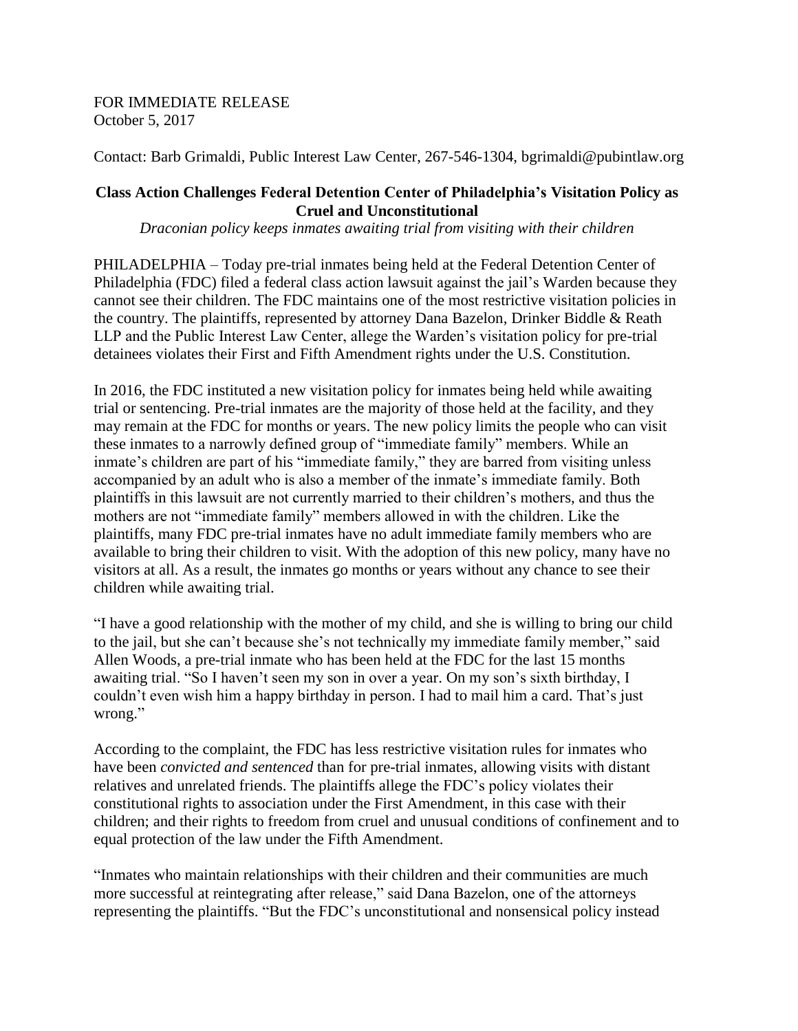FOR IMMEDIATE RELEASE
October 5, 2017

Contact: Barb Grimaldi, Public Interest Law Center, 267-546-1304, bgrimaldi@pubintlaw.org

**Class Action Challenges Federal Detention Center of Philadelphia's Visitation Policy as Cruel and Unconstitutional**

*Draconian policy keeps inmates awaiting trial from visiting with their children*

PHILADELPHIA – Today pre-trial inmates being held at the Federal Detention Center of Philadelphia (FDC) filed a federal class action lawsuit against the jail's Warden because they cannot see their children. The FDC maintains one of the most restrictive visitation policies in the country. The plaintiffs, represented by attorney Dana Bazelon, Drinker Biddle & Reath LLP and the Public Interest Law Center, allege the Warden's visitation policy for pre-trial detainees violates their First and Fifth Amendment rights under the U.S. Constitution.

In 2016, the FDC instituted a new visitation policy for inmates being held while awaiting trial or sentencing. Pre-trial inmates are the majority of those held at the facility, and they may remain at the FDC for months or years. The new policy limits the people who can visit these inmates to a narrowly defined group of "immediate family" members. While an inmate's children are part of his "immediate family," they are barred from visiting unless accompanied by an adult who is also a member of the inmate's immediate family. Both plaintiffs in this lawsuit are not currently married to their children's mothers, and thus the mothers are not "immediate family" members allowed in with the children. Like the plaintiffs, many FDC pre-trial inmates have no adult immediate family members who are available to bring their children to visit. With the adoption of this new policy, many have no visitors at all. As a result, the inmates go months or years without any chance to see their children while awaiting trial.

"I have a good relationship with the mother of my child, and she is willing to bring our child to the jail, but she can't because she's not technically my immediate family member," said Allen Woods, a pre-trial inmate who has been held at the FDC for the last 15 months awaiting trial. "So I haven't seen my son in over a year. On my son's sixth birthday, I couldn't even wish him a happy birthday in person. I had to mail him a card. That's just wrong."

According to the complaint, the FDC has less restrictive visitation rules for inmates who have been *convicted and sentenced* than for pre-trial inmates, allowing visits with distant relatives and unrelated friends. The plaintiffs allege the FDC's policy violates their constitutional rights to association under the First Amendment, in this case with their children; and their rights to freedom from cruel and unusual conditions of confinement and to equal protection of the law under the Fifth Amendment.

"Inmates who maintain relationships with their children and their communities are much more successful at reintegrating after release," said Dana Bazelon, one of the attorneys representing the plaintiffs. "But the FDC's unconstitutional and nonsensical policy instead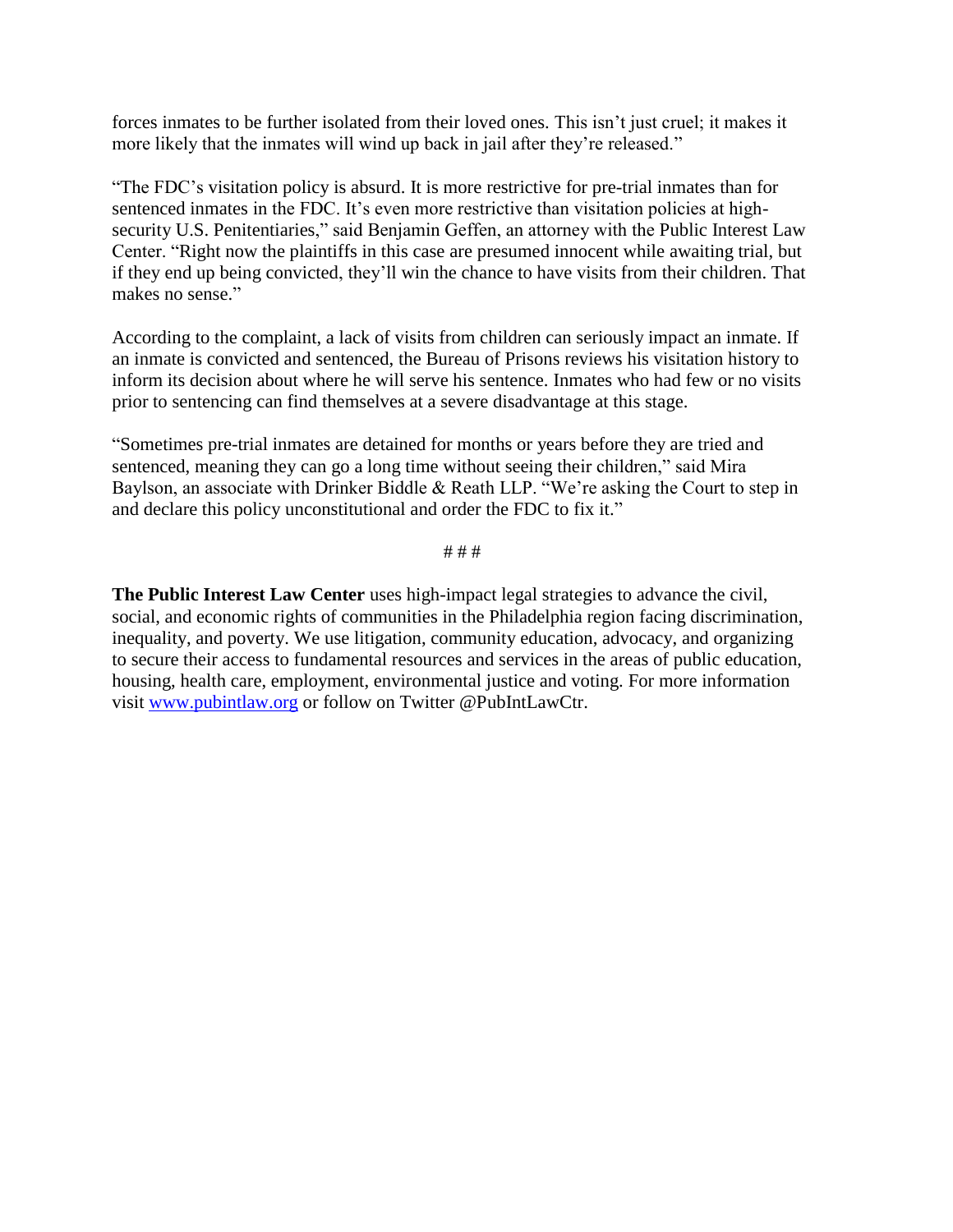forces inmates to be further isolated from their loved ones. This isn't just cruel; it makes it more likely that the inmates will wind up back in jail after they're released."

"The FDC's visitation policy is absurd. It is more restrictive for pre-trial inmates than for sentenced inmates in the FDC. It's even more restrictive than visitation policies at high-security U.S. Penitentiaries," said Benjamin Geffen, an attorney with the Public Interest Law Center. "Right now the plaintiffs in this case are presumed innocent while awaiting trial, but if they end up being convicted, they'll win the chance to have visits from their children. That makes no sense."

According to the complaint, a lack of visits from children can seriously impact an inmate. If an inmate is convicted and sentenced, the Bureau of Prisons reviews his visitation history to inform its decision about where he will serve his sentence. Inmates who had few or no visits prior to sentencing can find themselves at a severe disadvantage at this stage.

"Sometimes pre-trial inmates are detained for months or years before they are tried and sentenced, meaning they can go a long time without seeing their children," said Mira Baylson, an associate with Drinker Biddle & Reath LLP. "We're asking the Court to step in and declare this policy unconstitutional and order the FDC to fix it."

# # #

**The Public Interest Law Center** uses high-impact legal strategies to advance the civil, social, and economic rights of communities in the Philadelphia region facing discrimination, inequality, and poverty. We use litigation, community education, advocacy, and organizing to secure their access to fundamental resources and services in the areas of public education, housing, health care, employment, environmental justice and voting. For more information visit [www.pubintlaw.org](http://www.pubintlaw.org) or follow on Twitter @PubIntLawCtr.